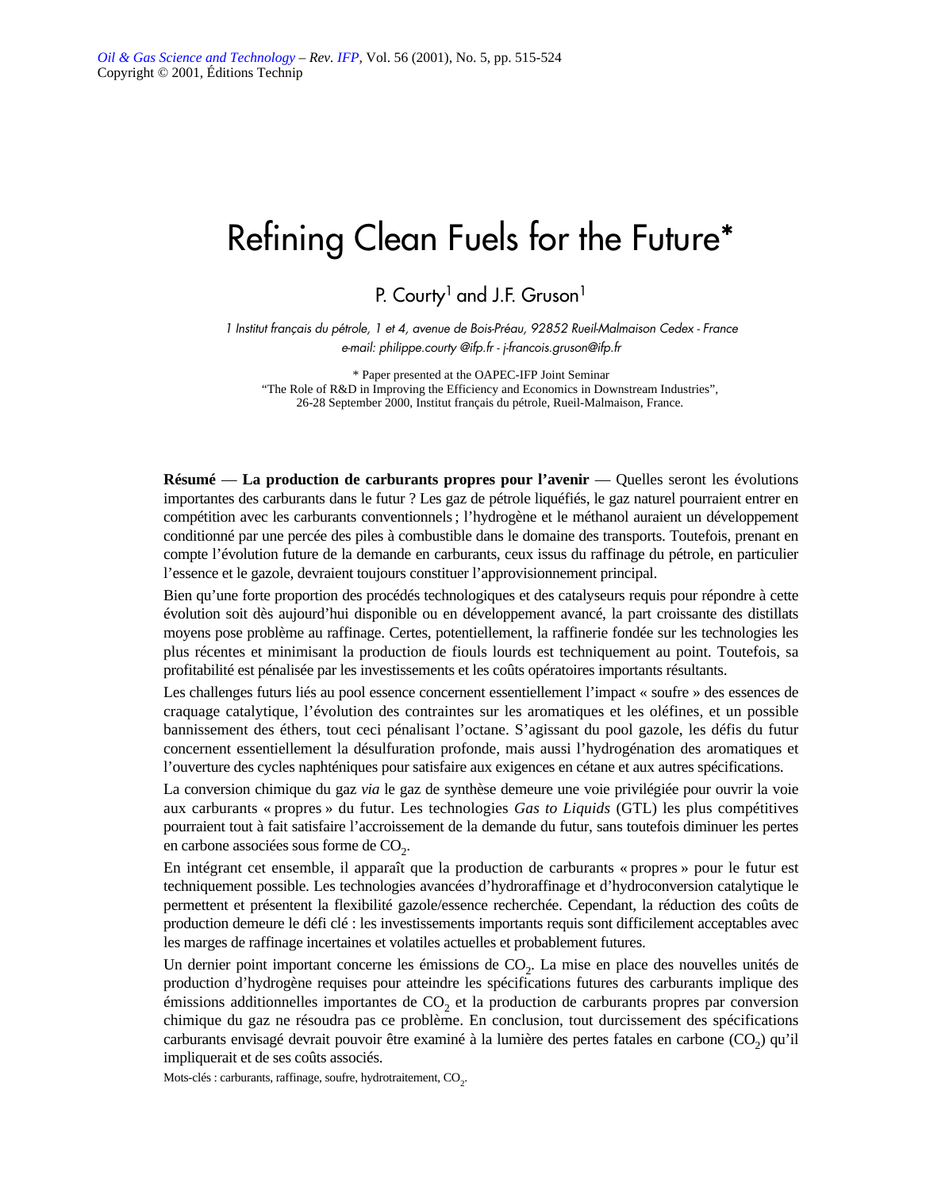# Refining Clean Fuels for the Future*

P. Courty[1] and J.F. Gruson[1]

*1 Institut français du pétrole, 1 et 4, avenue de Bois-Préau, 92852 Rueil-Malmaison Cedex - France*
*e-mail: philippe.courty @ifp.fr - j-francois.gruson@ifp.fr*

\* Paper presented at the OAPEC-IFP Joint Seminar
"The Role of R&D in Improving the Efficiency and Economics in Downstream Industries",
26-28 September 2000, Institut français du pétrole, Rueil-Malmaison, France.

**Résumé** — **La production de carburants propres pour l'avenir** — Quelles seront les évolutions importantes des carburants dans le futur ? Les gaz de pétrole liquéfiés, le gaz naturel pourraient entrer en compétition avec les carburants conventionnels ; l'hydrogène et le méthanol auraient un développement conditionné par une percée des piles à combustible dans le domaine des transports. Toutefois, prenant en compte l'évolution future de la demande en carburants, ceux issus du raffinage du pétrole, en particulier l'essence et le gazole, devraient toujours constituer l'approvisionnement principal.

Bien qu'une forte proportion des procédés technologiques et des catalyseurs requis pour répondre à cette évolution soit dès aujourd'hui disponible ou en développement avancé, la part croissante des distillats moyens pose problème au raffinage. Certes, potentiellement, la raffinerie fondée sur les technologies les plus récentes et minimisant la production de fiouls lourds est techniquement au point. Toutefois, sa profitabilité est pénalisée par les investissements et les coûts opératoires importants résultants.

Les challenges futurs liés au pool essence concernent essentiellement l'impact « soufre » des essences de craquage catalytique, l'évolution des contraintes sur les aromatiques et les oléfines, et un possible bannissement des éthers, tout ceci pénalisant l'octane. S'agissant du pool gazole, les défis du futur concernent essentiellement la désulfuration profonde, mais aussi l'hydrogénation des aromatiques et l'ouverture des cycles naphténiques pour satisfaire aux exigences en cétane et aux autres spécifications.

La conversion chimique du gaz *via* le gaz de synthèse demeure une voie privilégiée pour ouvrir la voie aux carburants « propres » du futur. Les technologies *Gas to Liquids* (GTL) les plus compétitives pourraient tout à fait satisfaire l'accroissement de la demande du futur, sans toutefois diminuer les pertes en carbone associées sous forme de $CO_2$.

En intégrant cet ensemble, il apparaît que la production de carburants « propres » pour le futur est techniquement possible. Les technologies avancées d'hydroraffinage et d'hydroconversion catalytique le permettent et présentent la flexibilité gazole/essence recherchée. Cependant, la réduction des coûts de production demeure le défi clé : les investissements importants requis sont difficilement acceptables avec les marges de raffinage incertaines et volatiles actuelles et probablement futures.

Un dernier point important concerne les émissions de $CO_2$. La mise en place des nouvelles unités de production d'hydrogène requises pour atteindre les spécifications futures des carburants implique des émissions additionnelles importantes de $CO_2$ et la production de carburants propres par conversion chimique du gaz ne résoudra pas ce problème. En conclusion, tout durcissement des spécifications carburants envisagé devrait pouvoir être examiné à la lumière des pertes fatales en carbone ($CO_2$) qu'il impliquerait et de ses coûts associés.

Mots-clés : carburants, raffinage, soufre, hydrotraitement, $CO_2$.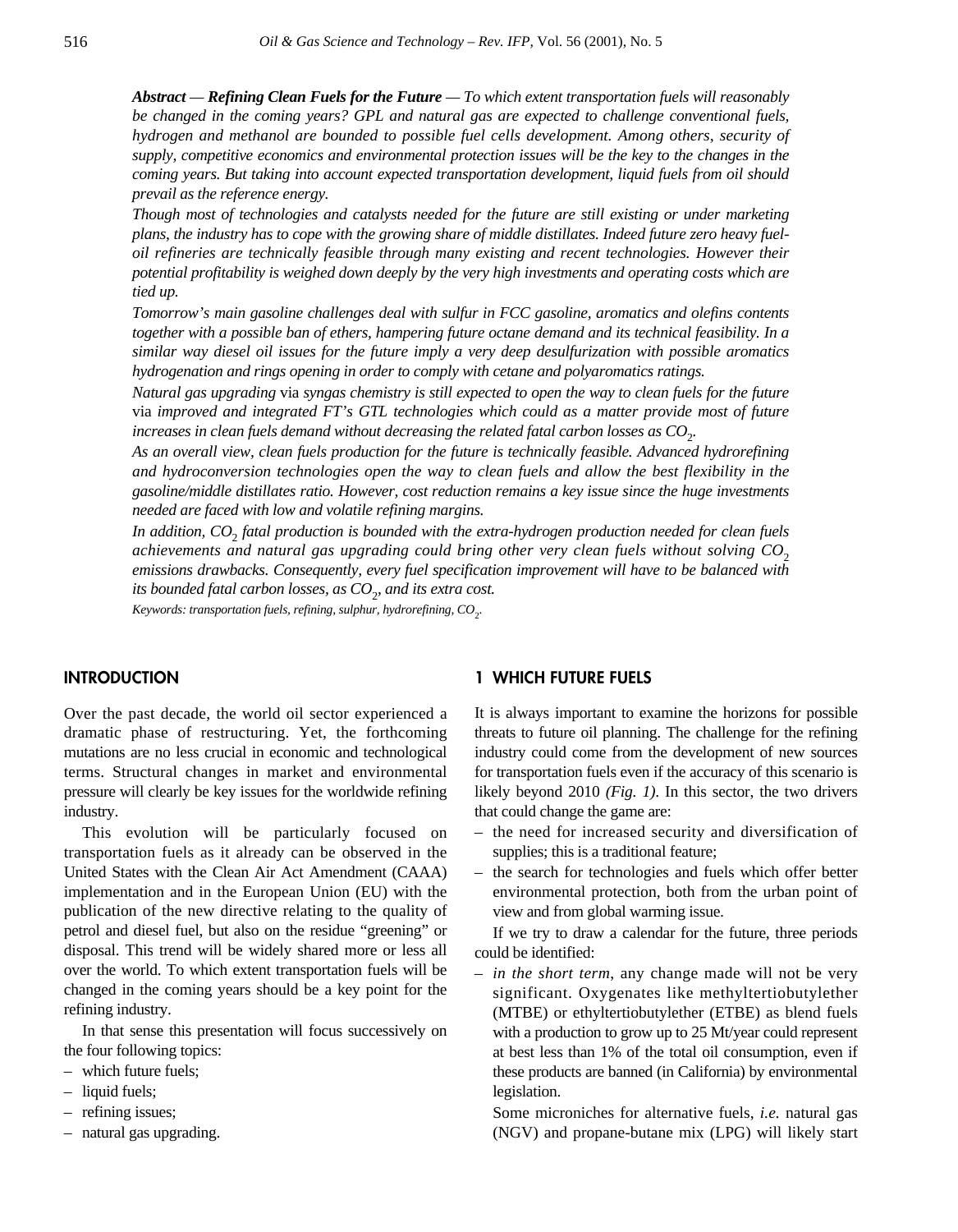*Abstract* — ***Refining Clean Fuels for the Future*** — *To which extent transportation fuels will reasonably be changed in the coming years? GPL and natural gas are expected to challenge conventional fuels, hydrogen and methanol are bounded to possible fuel cells development. Among others, security of supply, competitive economics and environmental protection issues will be the key to the changes in the coming years. But taking into account expected transportation development, liquid fuels from oil should prevail as the reference energy.*

*Though most of technologies and catalysts needed for the future are still existing or under marketing plans, the industry has to cope with the growing share of middle distillates. Indeed future zero heavy fuel-oil refineries are technically feasible through many existing and recent technologies. However their potential profitability is weighed down deeply by the very high investments and operating costs which are tied up.*

*Tomorrow's main gasoline challenges deal with sulfur in FCC gasoline, aromatics and olefins contents together with a possible ban of ethers, hampering future octane demand and its technical feasibility. In a similar way diesel oil issues for the future imply a very deep desulfurization with possible aromatics hydrogenation and rings opening in order to comply with cetane and polyaromatics ratings.*

*Natural gas upgrading* via *syngas chemistry is still expected to open the way to clean fuels for the future* via *improved and integrated FT's GTL technologies which could as a matter provide most of future increases in clean fuels demand without decreasing the related fatal carbon losses as* $CO_2$.

*As an overall view, clean fuels production for the future is technically feasible. Advanced hydrorefining and hydroconversion technologies open the way to clean fuels and allow the best flexibility in the gasoline/middle distillates ratio. However, cost reduction remains a key issue since the huge investments needed are faced with low and volatile refining margins.*

*In addition,* $CO_2$ *fatal production is bounded with the extra-hydrogen production needed for clean fuels achievements and natural gas upgrading could bring other very clean fuels without solving* $CO_2$ *emissions drawbacks. Consequently, every fuel specification improvement will have to be balanced with its bounded fatal carbon losses, as* $CO_2$*, and its extra cost.*

*Keywords: transportation fuels, refining, sulphur, hydrorefining,* $CO_2$.

## INTRODUCTION

Over the past decade, the world oil sector experienced a dramatic phase of restructuring. Yet, the forthcoming mutations are no less crucial in economic and technological terms. Structural changes in market and environmental pressure will clearly be key issues for the worldwide refining industry.

This evolution will be particularly focused on transportation fuels as it already can be observed in the United States with the Clean Air Act Amendment (CAAA) implementation and in the European Union (EU) with the publication of the new directive relating to the quality of petrol and diesel fuel, but also on the residue "greening" or disposal. This trend will be widely shared more or less all over the world. To which extent transportation fuels will be changed in the coming years should be a key point for the refining industry.

In that sense this presentation will focus successively on the four following topics:

– which future fuels;
– liquid fuels;
– refining issues;
– natural gas upgrading.

## 1 WHICH FUTURE FUELS

It is always important to examine the horizons for possible threats to future oil planning. The challenge for the refining industry could come from the development of new sources for transportation fuels even if the accuracy of this scenario is likely beyond 2010 *(Fig. 1)*. In this sector, the two drivers that could change the game are:

– the need for increased security and diversification of supplies; this is a traditional feature;
– the search for technologies and fuels which offer better environmental protection, both from the urban point of view and from global warming issue.

If we try to draw a calendar for the future, three periods could be identified:

– *in the short term*, any change made will not be very significant. Oxygenates like methyltertiobutylether (MTBE) or ethyltertiobutylether (ETBE) as blend fuels with a production to grow up to 25 Mt/year could represent at best less than 1% of the total oil consumption, even if these products are banned (in California) by environmental legislation.

Some microniches for alternative fuels, *i.e.* natural gas (NGV) and propane-butane mix (LPG) will likely start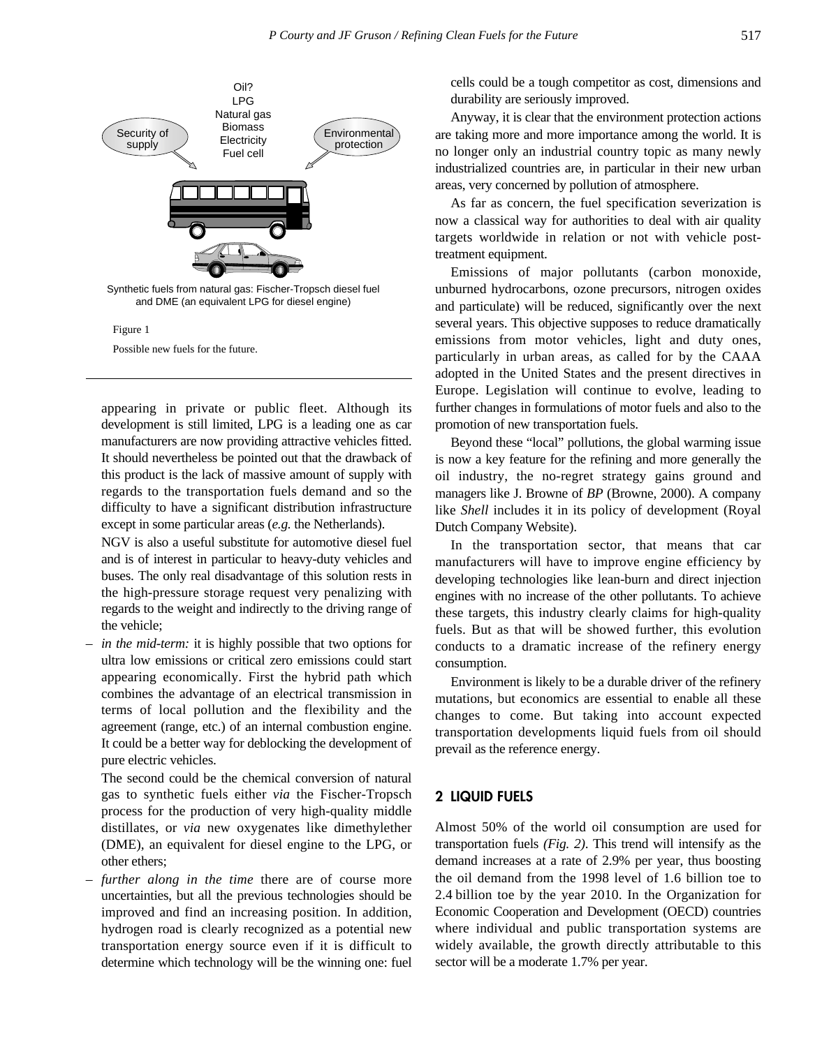Oil?
LPG
Natural gas
Biomass
Electricity
Fuel cell

Security of supply

Environmental protection

Synthetic fuels from natural gas: Fischer-Tropsch diesel fuel and DME (an equivalent LPG for diesel engine)

Figure 1

Possible new fuels for the future.

appearing in private or public fleet. Although its development is still limited, LPG is a leading one as car manufacturers are now providing attractive vehicles fitted. It should nevertheless be pointed out that the drawback of this product is the lack of massive amount of supply with regards to the transportation fuels demand and so the difficulty to have a significant distribution infrastructure except in some particular areas (*e.g.* the Netherlands).

NGV is also a useful substitute for automotive diesel fuel and is of interest in particular to heavy-duty vehicles and buses. The only real disadvantage of this solution rests in the high-pressure storage request very penalizing with regards to the weight and indirectly to the driving range of the vehicle;

– *in the mid-term:* it is highly possible that two options for ultra low emissions or critical zero emissions could start appearing economically. First the hybrid path which combines the advantage of an electrical transmission in terms of local pollution and the flexibility and the agreement (range, etc.) of an internal combustion engine. It could be a better way for deblocking the development of pure electric vehicles.

  The second could be the chemical conversion of natural gas to synthetic fuels either *via* the Fischer-Tropsch process for the production of very high-quality middle distillates, or *via* new oxygenates like dimethylether (DME), an equivalent for diesel engine to the LPG, or other ethers;

– *further along in the time* there are of course more uncertainties, but all the previous technologies should be improved and find an increasing position. In addition, hydrogen road is clearly recognized as a potential new transportation energy source even if it is difficult to determine which technology will be the winning one: fuel cells could be a tough competitor as cost, dimensions and durability are seriously improved.

Anyway, it is clear that the environment protection actions are taking more and more importance among the world. It is no longer only an industrial country topic as many newly industrialized countries are, in particular in their new urban areas, very concerned by pollution of atmosphere.

As far as concern, the fuel specification severization is now a classical way for authorities to deal with air quality targets worldwide in relation or not with vehicle post-treatment equipment.

Emissions of major pollutants (carbon monoxide, unburned hydrocarbons, ozone precursors, nitrogen oxides and particulate) will be reduced, significantly over the next several years. This objective supposes to reduce dramatically emissions from motor vehicles, light and duty ones, particularly in urban areas, as called for by the CAAA adopted in the United States and the present directives in Europe. Legislation will continue to evolve, leading to further changes in formulations of motor fuels and also to the promotion of new transportation fuels.

Beyond these "local" pollutions, the global warming issue is now a key feature for the refining and more generally the oil industry, the no-regret strategy gains ground and managers like J. Browne of *BP* (Browne, 2000). A company like *Shell* includes it in its policy of development (Royal Dutch Company Website).

In the transportation sector, that means that car manufacturers will have to improve engine efficiency by developing technologies like lean-burn and direct injection engines with no increase of the other pollutants. To achieve these targets, this industry clearly claims for high-quality fuels. But as that will be showed further, this evolution conducts to a dramatic increase of the refinery energy consumption.

Environment is likely to be a durable driver of the refinery mutations, but economics are essential to enable all these changes to come. But taking into account expected transportation developments liquid fuels from oil should prevail as the reference energy.

## 2 LIQUID FUELS

Almost 50% of the world oil consumption are used for transportation fuels *(Fig. 2)*. This trend will intensify as the demand increases at a rate of 2.9% per year, thus boosting the oil demand from the 1998 level of 1.6 billion toe to 2.4 billion toe by the year 2010. In the Organization for Economic Cooperation and Development (OECD) countries where individual and public transportation systems are widely available, the growth directly attributable to this sector will be a moderate 1.7% per year.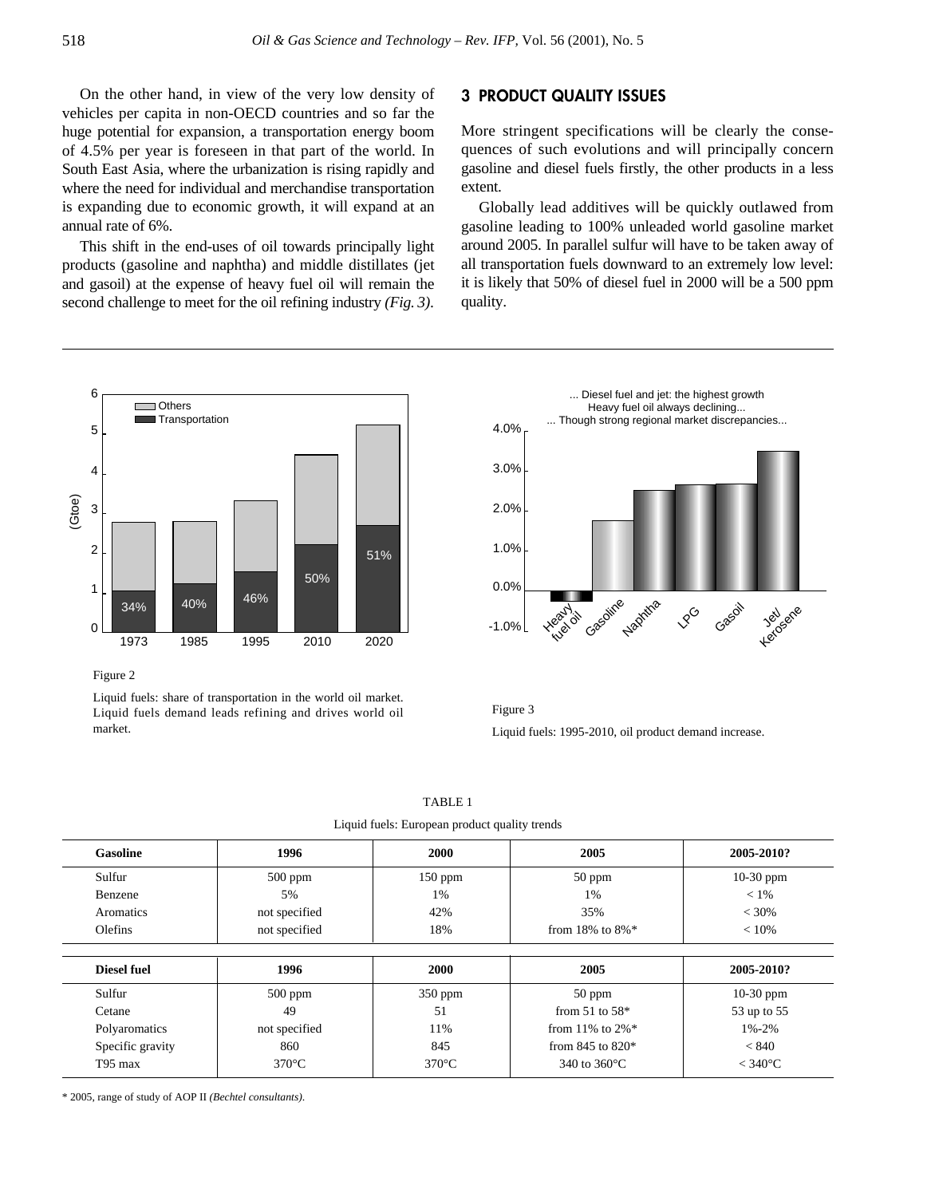On the other hand, in view of the very low density of vehicles per capita in non-OECD countries and so far the huge potential for expansion, a transportation energy boom of 4.5% per year is foreseen in that part of the world. In South East Asia, where the urbanization is rising rapidly and where the need for individual and merchandise transportation is expanding due to economic growth, it will expand at an annual rate of 6%.

This shift in the end-uses of oil towards principally light products (gasoline and naphtha) and middle distillates (jet and gasoil) at the expense of heavy fuel oil will remain the second challenge to meet for the oil refining industry *(Fig. 3)*.

## 3 PRODUCT QUALITY ISSUES

More stringent specifications will be clearly the consequences of such evolutions and will principally concern gasoline and diesel fuels firstly, the other products in a less extent.

Globally lead additives will be quickly outlawed from gasoline leading to 100% unleaded world gasoline market around 2005. In parallel sulfur will have to be taken away of all transportation fuels downward to an extremely low level: it is likely that 50% of diesel fuel in 2000 will be a 500 ppm quality.

Figure 2

Liquid fuels: share of transportation in the world oil market. Liquid fuels demand leads refining and drives world oil market.

Figure 3

Liquid fuels: 1995-2010, oil product demand increase.

TABLE 1

Liquid fuels: European product quality trends

| Gasoline | 1996 | 2000 | 2005 | 2005-2010? |
|---|---|---|---|---|
| Sulfur | 500 ppm | 150 ppm | 50 ppm | 10-30 ppm |
| Benzene | 5% | 1% | 1% | < 1% |
| Aromatics | not specified | 42% | 35% | < 30% |
| Olefins | not specified | 18% | from 18% to 8%* | < 10% |

| Diesel fuel | 1996 | 2000 | 2005 | 2005-2010? |
|---|---|---|---|---|
| Sulfur | 500 ppm | 350 ppm | 50 ppm | 10-30 ppm |
| Cetane | 49 | 51 | from 51 to 58* | 53 up to 55 |
| Polyaromatics | not specified | 11% | from 11% to 2%* | 1%-2% |
| Specific gravity | 860 | 845 | from 845 to 820* | < 840 |
| T95 max | 370°C | 370°C | 340 to 360°C | < 340°C |

\* 2005, range of study of AOP II *(Bechtel consultants)*.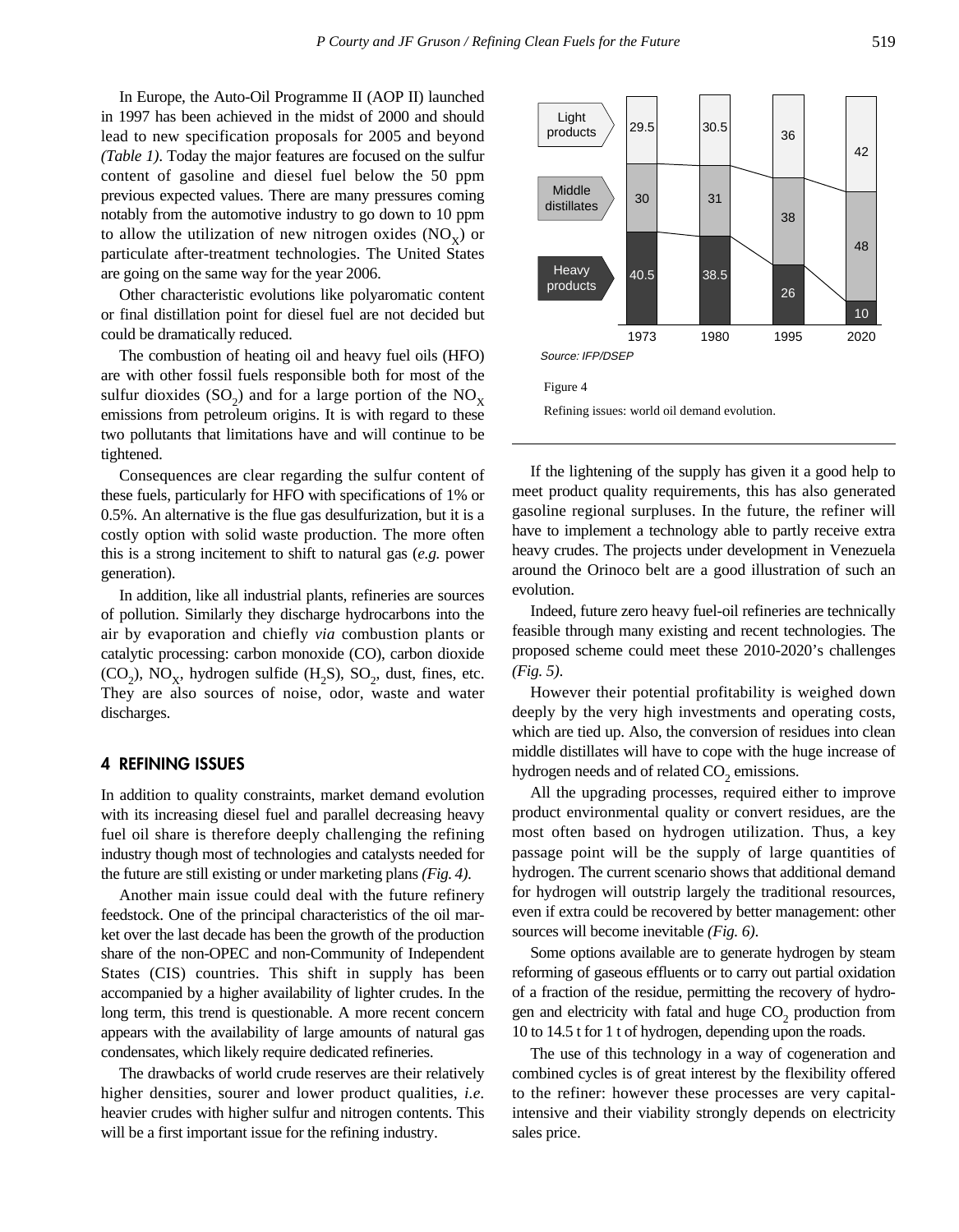In Europe, the Auto-Oil Programme II (AOP II) launched in 1997 has been achieved in the midst of 2000 and should lead to new specification proposals for 2005 and beyond *(Table 1)*. Today the major features are focused on the sulfur content of gasoline and diesel fuel below the 50 ppm previous expected values. There are many pressures coming notably from the automotive industry to go down to 10 ppm to allow the utilization of new nitrogen oxides ($NO_X$) or particulate after-treatment technologies. The United States are going on the same way for the year 2006.

Other characteristic evolutions like polyaromatic content or final distillation point for diesel fuel are not decided but could be dramatically reduced.

The combustion of heating oil and heavy fuel oils (HFO) are with other fossil fuels responsible both for most of the sulfur dioxides ($SO_2$) and for a large portion of the $NO_X$ emissions from petroleum origins. It is with regard to these two pollutants that limitations have and will continue to be tightened.

Consequences are clear regarding the sulfur content of these fuels, particularly for HFO with specifications of 1% or 0.5%. An alternative is the flue gas desulfurization, but it is a costly option with solid waste production. The more often this is a strong incitement to shift to natural gas (*e.g.* power generation).

In addition, like all industrial plants, refineries are sources of pollution. Similarly they discharge hydrocarbons into the air by evaporation and chiefly *via* combustion plants or catalytic processing: carbon monoxide (CO), carbon dioxide ($CO_2$), $NO_X$, hydrogen sulfide ($H_2S$), $SO_2$, dust, fines, etc. They are also sources of noise, odor, waste and water discharges.

## 4 REFINING ISSUES

In addition to quality constraints, market demand evolution with its increasing diesel fuel and parallel decreasing heavy fuel oil share is therefore deeply challenging the refining industry though most of technologies and catalysts needed for the future are still existing or under marketing plans *(Fig. 4)*.

Another main issue could deal with the future refinery feedstock. One of the principal characteristics of the oil market over the last decade has been the growth of the production share of the non-OPEC and non-Community of Independent States (CIS) countries. This shift in supply has been accompanied by a higher availability of lighter crudes. In the long term, this trend is questionable. A more recent concern appears with the availability of large amounts of natural gas condensates, which likely require dedicated refineries.

The drawbacks of world crude reserves are their relatively higher densities, sourer and lower product qualities, *i.e.* heavier crudes with higher sulfur and nitrogen contents. This will be a first important issue for the refining industry.

| | 1973 | 1980 | 1995 | 2020 |
|---|---|---|---|---|
| Light products | 29.5 | 30.5 | 36 | 42 |
| Middle distillates | 30 | 31 | 38 | 48 |
| Heavy products | 40.5 | 38.5 | 26 | 10 |

*Source: IFP/DSEP*

Figure 4

Refining issues: world oil demand evolution.

If the lightening of the supply has given it a good help to meet product quality requirements, this has also generated gasoline regional surpluses. In the future, the refiner will have to implement a technology able to partly receive extra heavy crudes. The projects under development in Venezuela around the Orinoco belt are a good illustration of such an evolution.

Indeed, future zero heavy fuel-oil refineries are technically feasible through many existing and recent technologies. The proposed scheme could meet these 2010-2020's challenges *(Fig. 5)*.

However their potential profitability is weighed down deeply by the very high investments and operating costs, which are tied up. Also, the conversion of residues into clean middle distillates will have to cope with the huge increase of hydrogen needs and of related $CO_2$ emissions.

All the upgrading processes, required either to improve product environmental quality or convert residues, are the most often based on hydrogen utilization. Thus, a key passage point will be the supply of large quantities of hydrogen. The current scenario shows that additional demand for hydrogen will outstrip largely the traditional resources, even if extra could be recovered by better management: other sources will become inevitable *(Fig. 6)*.

Some options available are to generate hydrogen by steam reforming of gaseous effluents or to carry out partial oxidation of a fraction of the residue, permitting the recovery of hydrogen and electricity with fatal and huge $CO_2$ production from 10 to 14.5 t for 1 t of hydrogen, depending upon the roads.

The use of this technology in a way of cogeneration and combined cycles is of great interest by the flexibility offered to the refiner: however these processes are very capital-intensive and their viability strongly depends on electricity sales price.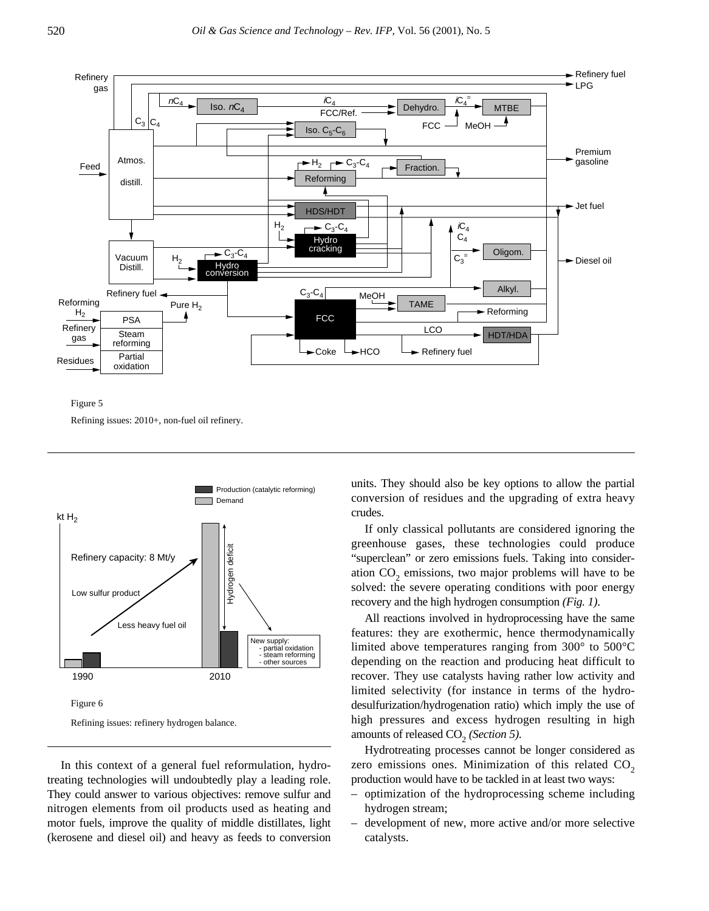Figure 5

Refining issues: 2010+, non-fuel oil refinery.

Figure 6

Refining issues: refinery hydrogen balance.

In this context of a general fuel reformulation, hydrotreating technologies will undoubtedly play a leading role. They could answer to various objectives: remove sulfur and nitrogen elements from oil products used as heating and motor fuels, improve the quality of middle distillates, light (kerosene and diesel oil) and heavy as feeds to conversion units. They should also be key options to allow the partial conversion of residues and the upgrading of extra heavy crudes.

If only classical pollutants are considered ignoring the greenhouse gases, these technologies could produce "superclean" or zero emissions fuels. Taking into consideration $CO_2$ emissions, two major problems will have to be solved: the severe operating conditions with poor energy recovery and the high hydrogen consumption *(Fig. 1)*.

All reactions involved in hydroprocessing have the same features: they are exothermic, hence thermodynamically limited above temperatures ranging from 300° to 500°C depending on the reaction and producing heat difficult to recover. They use catalysts having rather low activity and limited selectivity (for instance in terms of the hydrodesulfurization/hydrogenation ratio) which imply the use of high pressures and excess hydrogen resulting in high amounts of released $CO_2$ *(Section 5)*.

Hydrotreating processes cannot be longer considered as zero emissions ones. Minimization of this related $CO_2$ production would have to be tackled in at least two ways:

– optimization of the hydroprocessing scheme including hydrogen stream;
– development of new, more active and/or more selective catalysts.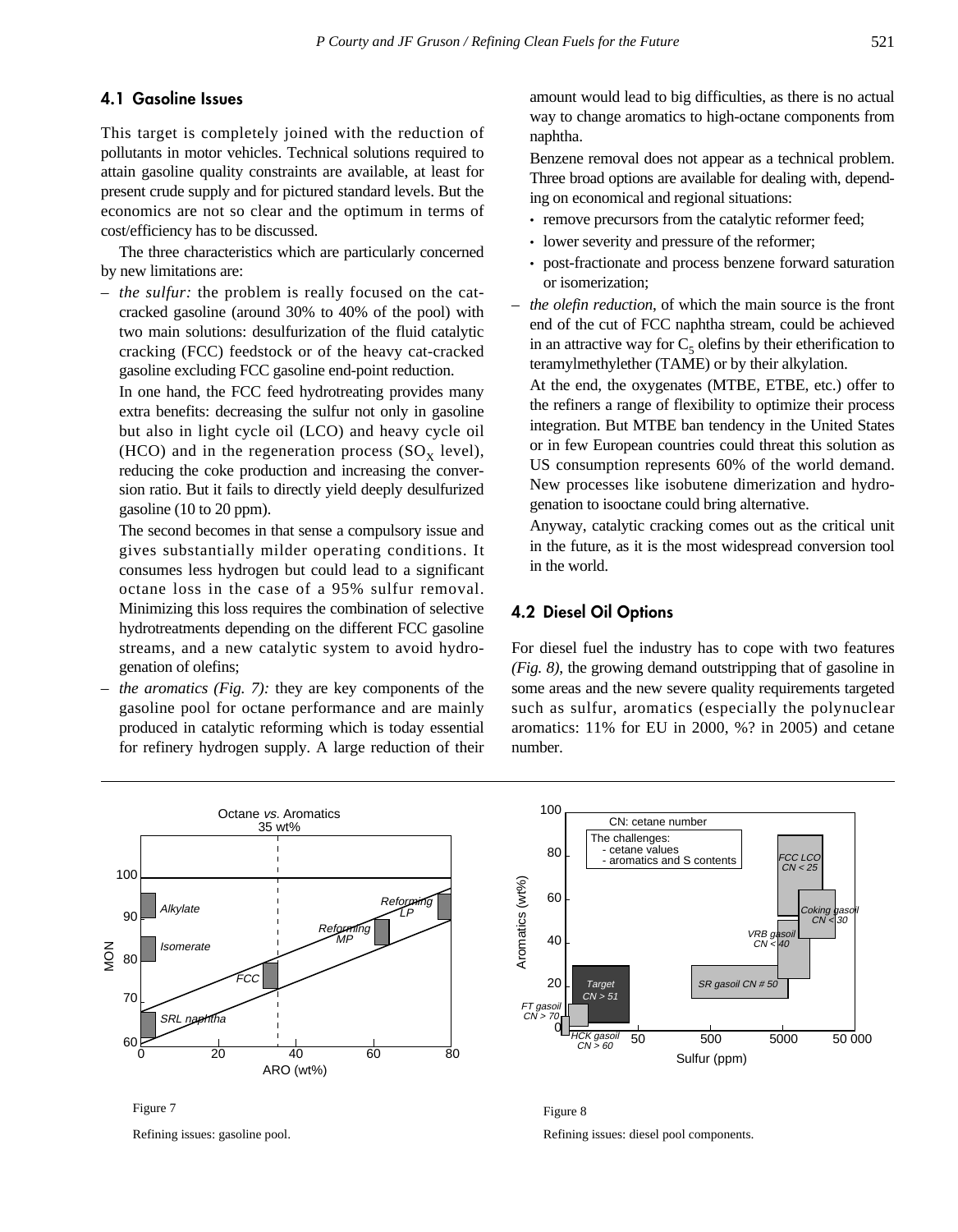### 4.1 Gasoline Issues

This target is completely joined with the reduction of pollutants in motor vehicles. Technical solutions required to attain gasoline quality constraints are available, at least for present crude supply and for pictured standard levels. But the economics are not so clear and the optimum in terms of cost/efficiency has to be discussed.

The three characteristics which are particularly concerned by new limitations are:

– *the sulfur:* the problem is really focused on the cat-cracked gasoline (around 30% to 40% of the pool) with two main solutions: desulfurization of the fluid catalytic cracking (FCC) feedstock or of the heavy cat-cracked gasoline excluding FCC gasoline end-point reduction.

  In one hand, the FCC feed hydrotreating provides many extra benefits: decreasing the sulfur not only in gasoline but also in light cycle oil (LCO) and heavy cycle oil (HCO) and in the regeneration process ($SO_X$ level), reducing the coke production and increasing the conversion ratio. But it fails to directly yield deeply desulfurized gasoline (10 to 20 ppm).

  The second becomes in that sense a compulsory issue and gives substantially milder operating conditions. It consumes less hydrogen but could lead to a significant octane loss in the case of a 95% sulfur removal. Minimizing this loss requires the combination of selective hydrotreatments depending on the different FCC gasoline streams, and a new catalytic system to avoid hydrogenation of olefins;

– *the aromatics (Fig. 7):* they are key components of the gasoline pool for octane performance and are mainly produced in catalytic reforming which is today essential for refinery hydrogen supply. A large reduction of their amount would lead to big difficulties, as there is no actual way to change aromatics to high-octane components from naphtha.

  Benzene removal does not appear as a technical problem. Three broad options are available for dealing with, depending on economical and regional situations:
  - remove precursors from the catalytic reformer feed;
  - lower severity and pressure of the reformer;
  - post-fractionate and process benzene forward saturation or isomerization;

– *the olefin reduction*, of which the main source is the front end of the cut of FCC naphtha stream, could be achieved in an attractive way for $C_5$ olefins by their etherification to teramylmethylether (TAME) or by their alkylation.

  At the end, the oxygenates (MTBE, ETBE, etc.) offer to the refiners a range of flexibility to optimize their process integration. But MTBE ban tendency in the United States or in few European countries could threat this solution as US consumption represents 60% of the world demand. New processes like isobutene dimerization and hydrogenation to isooctane could bring alternative.

  Anyway, catalytic cracking comes out as the critical unit in the future, as it is the most widespread conversion tool in the world.

### 4.2 Diesel Oil Options

For diesel fuel the industry has to cope with two features *(Fig. 8)*, the growing demand outstripping that of gasoline in some areas and the new severe quality requirements targeted such as sulfur, aromatics (especially the polynuclear aromatics: 11% for EU in 2000, %? in 2005) and cetane number.

Octane *vs.* Aromatics
35 wt%
MON
ARO (wt%)
60, 70, 80, 90, 100
0, 20, 40, 60, 80
Alkylate
Isomerate
FCC
SRL naphtha
Reforming MP
Reforming LP

Figure 7

Refining issues: gasoline pool.

CN: cetane number
The challenges:
- cetane values
- aromatics and S contents
Aromatics (wt%)
Sulfur (ppm)
0, 20, 40, 60, 80, 100
50, 500, 5000, 50 000
FCC LCO CN < 25
Coking gasoil CN < 30
VRB gasoil CN < 40
SR gasoil CN # 50
Target CN > 51
FT gasoil CN > 70
HCK gasoil CN > 60

Figure 8

Refining issues: diesel pool components.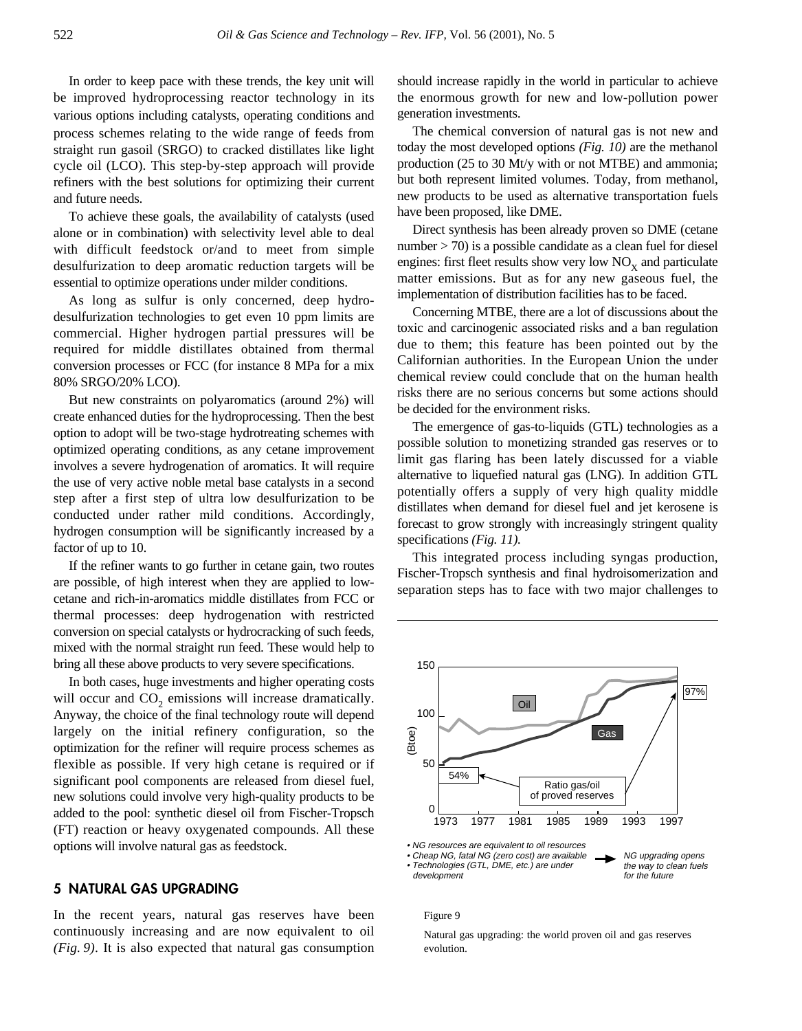In order to keep pace with these trends, the key unit will be improved hydroprocessing reactor technology in its various options including catalysts, operating conditions and process schemes relating to the wide range of feeds from straight run gasoil (SRGO) to cracked distillates like light cycle oil (LCO). This step-by-step approach will provide refiners with the best solutions for optimizing their current and future needs.

To achieve these goals, the availability of catalysts (used alone or in combination) with selectivity level able to deal with difficult feedstock or/and to meet from simple desulfurization to deep aromatic reduction targets will be essential to optimize operations under milder conditions.

As long as sulfur is only concerned, deep hydrodesulfurization technologies to get even 10 ppm limits are commercial. Higher hydrogen partial pressures will be required for middle distillates obtained from thermal conversion processes or FCC (for instance 8 MPa for a mix 80% SRGO/20% LCO).

But new constraints on polyaromatics (around 2%) will create enhanced duties for the hydroprocessing. Then the best option to adopt will be two-stage hydrotreating schemes with optimized operating conditions, as any cetane improvement involves a severe hydrogenation of aromatics. It will require the use of very active noble metal base catalysts in a second step after a first step of ultra low desulfurization to be conducted under rather mild conditions. Accordingly, hydrogen consumption will be significantly increased by a factor of up to 10.

If the refiner wants to go further in cetane gain, two routes are possible, of high interest when they are applied to low-cetane and rich-in-aromatics middle distillates from FCC or thermal processes: deep hydrogenation with restricted conversion on special catalysts or hydrocracking of such feeds, mixed with the normal straight run feed. These would help to bring all these above products to very severe specifications.

In both cases, huge investments and higher operating costs will occur and $CO_2$ emissions will increase dramatically. Anyway, the choice of the final technology route will depend largely on the initial refinery configuration, so the optimization for the refiner will require process schemes as flexible as possible. If very high cetane is required or if significant pool components are released from diesel fuel, new solutions could involve very high-quality products to be added to the pool: synthetic diesel oil from Fischer-Tropsch (FT) reaction or heavy oxygenated compounds. All these options will involve natural gas as feedstock.

## 5 NATURAL GAS UPGRADING

In the recent years, natural gas reserves have been continuously increasing and are now equivalent to oil *(Fig. 9)*. It is also expected that natural gas consumption should increase rapidly in the world in particular to achieve the enormous growth for new and low-pollution power generation investments.

The chemical conversion of natural gas is not new and today the most developed options *(Fig. 10)* are the methanol production (25 to 30 Mt/y with or not MTBE) and ammonia; but both represent limited volumes. Today, from methanol, new products to be used as alternative transportation fuels have been proposed, like DME.

Direct synthesis has been already proven so DME (cetane number > 70) is a possible candidate as a clean fuel for diesel engines: first fleet results show very low $NO_X$ and particulate matter emissions. But as for any new gaseous fuel, the implementation of distribution facilities has to be faced.

Concerning MTBE, there are a lot of discussions about the toxic and carcinogenic associated risks and a ban regulation due to them; this feature has been pointed out by the Californian authorities. In the European Union the under chemical review could conclude that on the human health risks there are no serious concerns but some actions should be decided for the environment risks.

The emergence of gas-to-liquids (GTL) technologies as a possible solution to monetizing stranded gas reserves or to limit gas flaring has been lately discussed for a viable alternative to liquefied natural gas (LNG). In addition GTL potentially offers a supply of very high quality middle distillates when demand for diesel fuel and jet kerosene is forecast to grow strongly with increasingly stringent quality specifications *(Fig. 11)*.

This integrated process including syngas production, Fischer-Tropsch synthesis and final hydroisomerization and separation steps has to face with two major challenges to

Figure 9

Natural gas upgrading: the world proven oil and gas reserves evolution.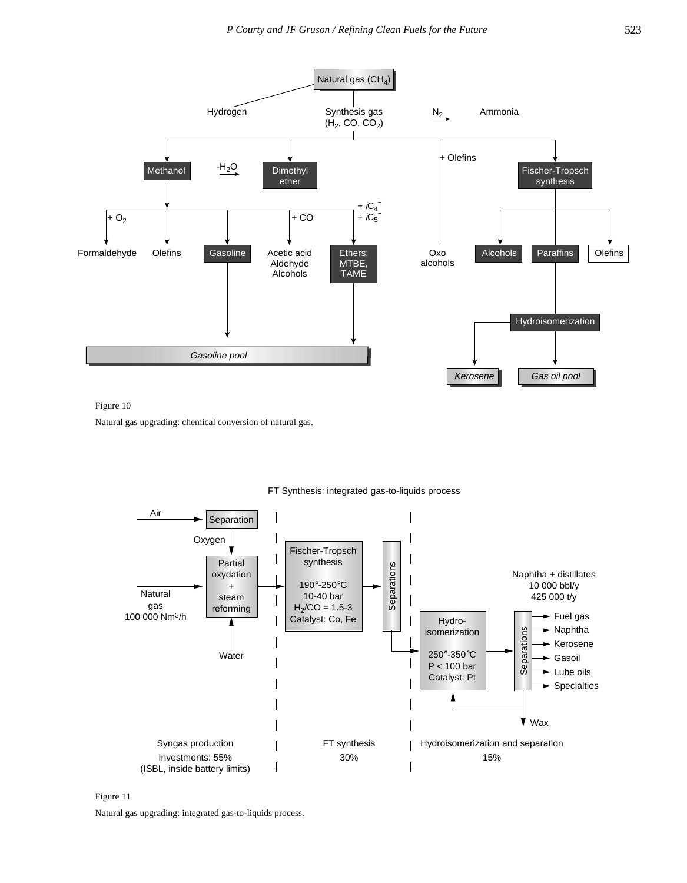Figure 10

Natural gas upgrading: chemical conversion of natural gas.

Figure 11

Natural gas upgrading: integrated gas-to-liquids process.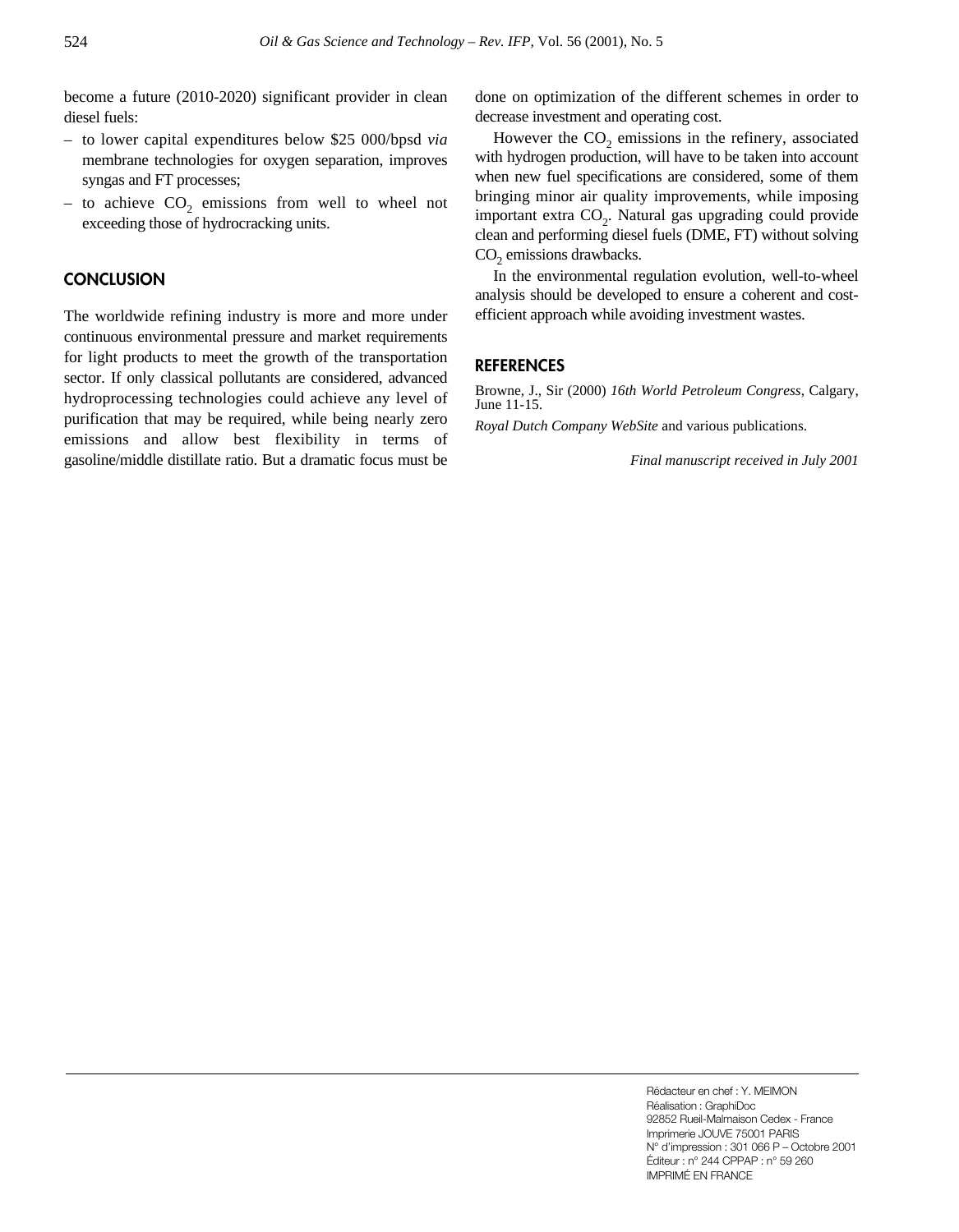become a future (2010-2020) significant provider in clean diesel fuels:

- to lower capital expenditures below $25 000/bpsd *via* membrane technologies for oxygen separation, improves syngas and FT processes;
- to achieve $CO_2$ emissions from well to wheel not exceeding those of hydrocracking units.

## CONCLUSION

The worldwide refining industry is more and more under continuous environmental pressure and market requirements for light products to meet the growth of the transportation sector. If only classical pollutants are considered, advanced hydroprocessing technologies could achieve any level of purification that may be required, while being nearly zero emissions and allow best flexibility in terms of gasoline/middle distillate ratio. But a dramatic focus must be done on optimization of the different schemes in order to decrease investment and operating cost.

However the $CO_2$ emissions in the refinery, associated with hydrogen production, will have to be taken into account when new fuel specifications are considered, some of them bringing minor air quality improvements, while imposing important extra $CO_2$. Natural gas upgrading could provide clean and performing diesel fuels (DME, FT) without solving $CO_2$ emissions drawbacks.

In the environmental regulation evolution, well-to-wheel analysis should be developed to ensure a coherent and cost-efficient approach while avoiding investment wastes.

## REFERENCES

Browne, J., Sir (2000) *16th World Petroleum Congress*, Calgary, June 11-15.

*Royal Dutch Company WebSite* and various publications.

*Final manuscript received in July 2001*

Rédacteur en chef : Y. MEIMON
Réalisation : GraphiDoc
92852 Rueil-Malmaison Cedex - France
Imprimerie JOUVE 75001 PARIS
N° d'impression : 301 066 P – Octobre 2001
Éditeur : n° 244 CPPAP : n° 59 260
IMPRIMÉ EN FRANCE